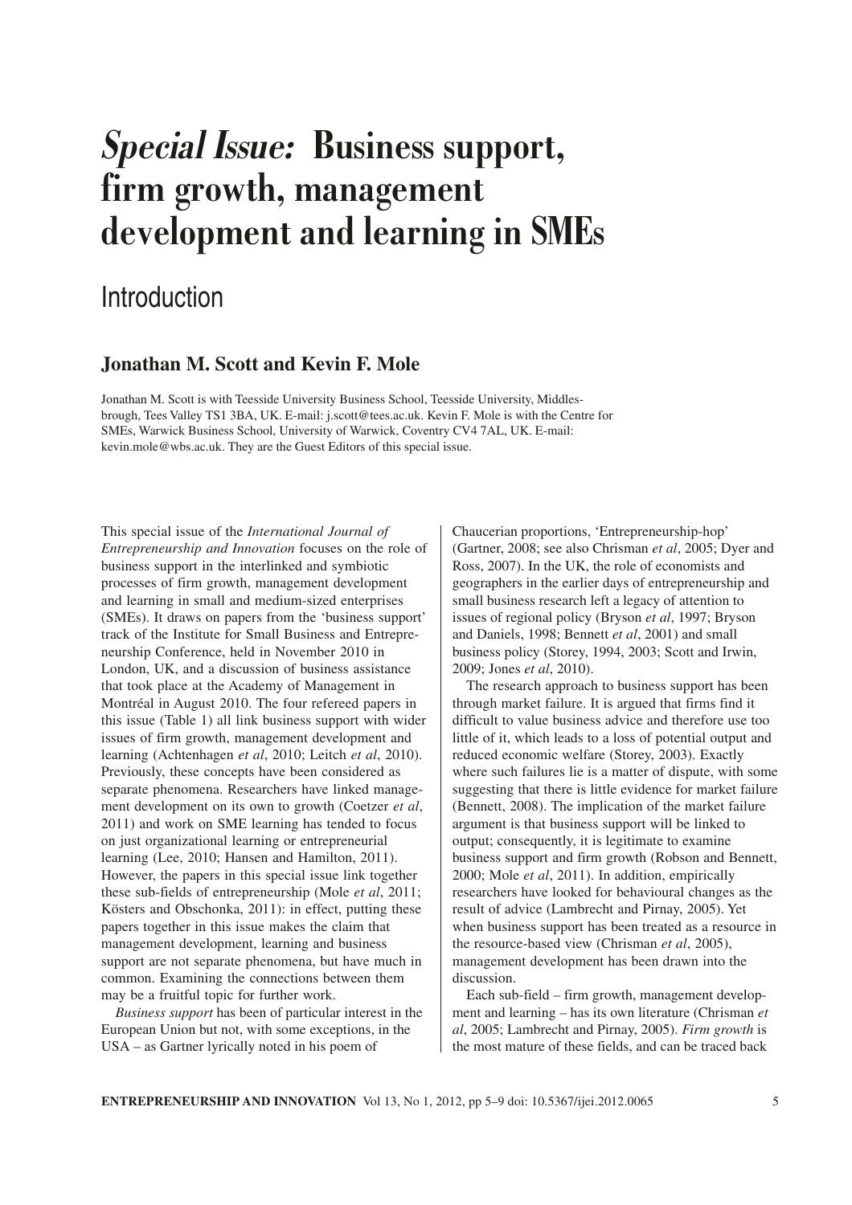# *Special Issue:* Business support, firm growth, management development and learning in SMEs

## Introduction

**Jonathan M. Scott and Kevin F. Mole**

Jonathan M. Scott is with Teesside University Business School, Teesside University, Middlesbrough, Tees Valley TS1 3BA, UK. E-mail: j.scott@tees.ac.uk. Kevin F. Mole is with the Centre for SMEs, Warwick Business School, University of Warwick, Coventry CV4 7AL, UK. E-mail: kevin.mole@wbs.ac.uk. They are the Guest Editors of this special issue.

This special issue of the *International Journal of Entrepreneurship and Innovation* focuses on the role of business support in the interlinked and symbiotic processes of firm growth, management development and learning in small and medium-sized enterprises (SMEs). It draws on papers from the 'business support' track of the Institute for Small Business and Entrepreneurship Conference, held in November 2010 in London, UK, and a discussion of business assistance that took place at the Academy of Management in Montréal in August 2010. The four refereed papers in this issue (Table 1) all link business support with wider issues of firm growth, management development and learning (Achtenhagen *et al*, 2010; Leitch *et al*, 2010). Previously, these concepts have been considered as separate phenomena. Researchers have linked management development on its own to growth (Coetzer *et al*, 2011) and work on SME learning has tended to focus on just organizational learning or entrepreneurial learning (Lee, 2010; Hansen and Hamilton, 2011). However, the papers in this special issue link together these sub-fields of entrepreneurship (Mole *et al*, 2011; Kösters and Obschonka, 2011): in effect, putting these papers together in this issue makes the claim that management development, learning and business support are not separate phenomena, but have much in common. Examining the connections between them may be a fruitful topic for further work.

*Business support* has been of particular interest in the European Union but not, with some exceptions, in the USA – as Gartner lyrically noted in his poem of Chaucerian proportions, 'Entrepreneurship-hop' (Gartner, 2008; see also Chrisman *et al*, 2005; Dyer and Ross, 2007). In the UK, the role of economists and geographers in the earlier days of entrepreneurship and small business research left a legacy of attention to issues of regional policy (Bryson *et al*, 1997; Bryson and Daniels, 1998; Bennett *et al*, 2001) and small business policy (Storey, 1994, 2003; Scott and Irwin, 2009; Jones *et al*, 2010).

The research approach to business support has been through market failure. It is argued that firms find it difficult to value business advice and therefore use too little of it, which leads to a loss of potential output and reduced economic welfare (Storey, 2003). Exactly where such failures lie is a matter of dispute, with some suggesting that there is little evidence for market failure (Bennett, 2008). The implication of the market failure argument is that business support will be linked to output; consequently, it is legitimate to examine business support and firm growth (Robson and Bennett, 2000; Mole *et al*, 2011). In addition, empirically researchers have looked for behavioural changes as the result of advice (Lambrecht and Pirnay, 2005). Yet when business support has been treated as a resource in the resource-based view (Chrisman *et al*, 2005), management development has been drawn into the discussion.

Each sub-field – firm growth, management development and learning – has its own literature (Chrisman *et al*, 2005; Lambrecht and Pirnay, 2005). *Firm growth* is the most mature of these fields, and can be traced back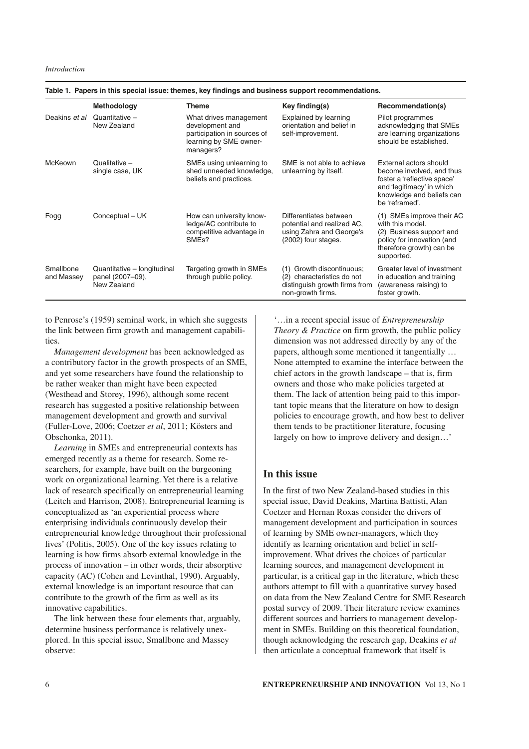**Table 1. Papers in this special issue: themes, key findings and business support recommendations.**

| | Methodology | Theme | Key finding(s) | Recommendation(s) |
|---|---|---|---|---|
| Deakins *et al* | Quantitative – New Zealand | What drives management development and participation in sources of learning by SME owner-managers? | Explained by learning orientation and belief in self-improvement. | Pilot programmes acknowledging that SMEs are learning organizations should be established. |
| McKeown | Qualitative – single case, UK | SMEs using unlearning to shed unneeded knowledge, beliefs and practices. | SME is not able to achieve unlearning by itself. | External actors should become involved, and thus foster a 'reflective space' and 'legitimacy' in which knowledge and beliefs can be 'reframed'. |
| Fogg | Conceptual – UK | How can university knowledge/AC contribute to competitive advantage in SMEs? | Differentiates between potential and realized AC, using Zahra and George's (2002) four stages. | (1) SMEs improve their AC with this model. (2) Business support and policy for innovation (and therefore growth) can be supported. |
| Smallbone and Massey | Quantitative – longitudinal panel (2007–09), New Zealand | Targeting growth in SMEs through public policy. | (1) Growth discontinuous; (2) characteristics do not distinguish growth firms from non-growth firms. | Greater level of investment in education and training (awareness raising) to foster growth. |

to Penrose's (1959) seminal work, in which she suggests the link between firm growth and management capabilities.

*Management development* has been acknowledged as a contributory factor in the growth prospects of an SME, and yet some researchers have found the relationship to be rather weaker than might have been expected (Westhead and Storey, 1996), although some recent research has suggested a positive relationship between management development and growth and survival (Fuller-Love, 2006; Coetzer *et al*, 2011; Kösters and Obschonka, 2011).

*Learning* in SMEs and entrepreneurial contexts has emerged recently as a theme for research. Some researchers, for example, have built on the burgeoning work on organizational learning. Yet there is a relative lack of research specifically on entrepreneurial learning (Leitch and Harrison, 2008). Entrepreneurial learning is conceptualized as 'an experiential process where enterprising individuals continuously develop their entrepreneurial knowledge throughout their professional lives' (Politis, 2005). One of the key issues relating to learning is how firms absorb external knowledge in the process of innovation – in other words, their absorptive capacity (AC) (Cohen and Levinthal, 1990). Arguably, external knowledge is an important resource that can contribute to the growth of the firm as well as its innovative capabilities.

The link between these four elements that, arguably, determine business performance is relatively unexplored. In this special issue, Smallbone and Massey observe:

'…in a recent special issue of *Entrepreneurship Theory & Practice* on firm growth, the public policy dimension was not addressed directly by any of the papers, although some mentioned it tangentially … None attempted to examine the interface between the chief actors in the growth landscape – that is, firm owners and those who make policies targeted at them. The lack of attention being paid to this important topic means that the literature on how to design policies to encourage growth, and how best to deliver them tends to be practitioner literature, focusing largely on how to improve delivery and design…'

## In this issue

In the first of two New Zealand-based studies in this special issue, David Deakins, Martina Battisti, Alan Coetzer and Hernan Roxas consider the drivers of management development and participation in sources of learning by SME owner-managers, which they identify as learning orientation and belief in self-improvement. What drives the choices of particular learning sources, and management development in particular, is a critical gap in the literature, which these authors attempt to fill with a quantitative survey based on data from the New Zealand Centre for SME Research postal survey of 2009. Their literature review examines different sources and barriers to management development in SMEs. Building on this theoretical foundation, though acknowledging the research gap, Deakins *et al* then articulate a conceptual framework that itself is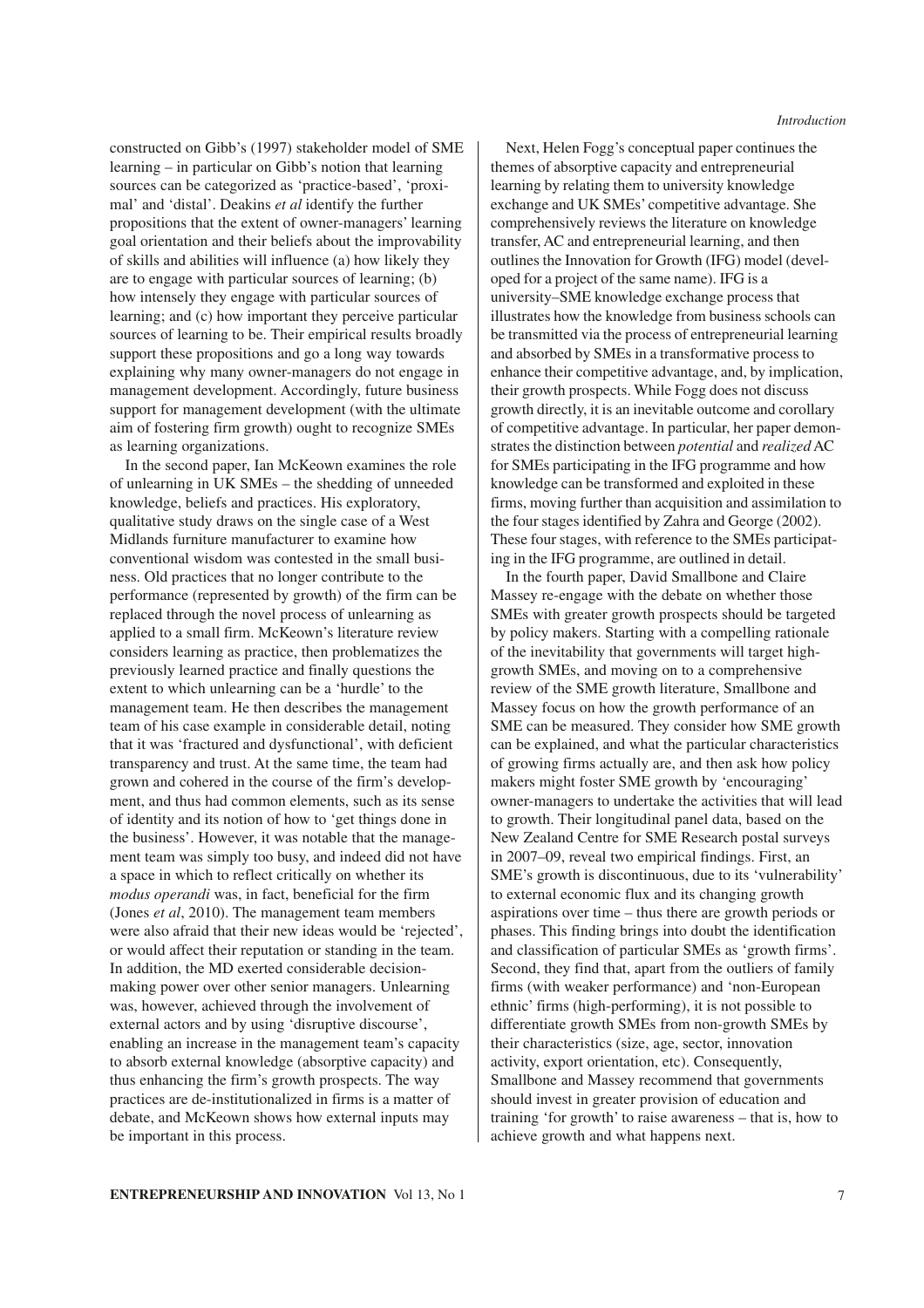constructed on Gibb's (1997) stakeholder model of SME learning – in particular on Gibb's notion that learning sources can be categorized as 'practice-based', 'proximal' and 'distal'. Deakins *et al* identify the further propositions that the extent of owner-managers' learning goal orientation and their beliefs about the improvability of skills and abilities will influence (a) how likely they are to engage with particular sources of learning; (b) how intensely they engage with particular sources of learning; and (c) how important they perceive particular sources of learning to be. Their empirical results broadly support these propositions and go a long way towards explaining why many owner-managers do not engage in management development. Accordingly, future business support for management development (with the ultimate aim of fostering firm growth) ought to recognize SMEs as learning organizations.

In the second paper, Ian McKeown examines the role of unlearning in UK SMEs – the shedding of unneeded knowledge, beliefs and practices. His exploratory, qualitative study draws on the single case of a West Midlands furniture manufacturer to examine how conventional wisdom was contested in the small business. Old practices that no longer contribute to the performance (represented by growth) of the firm can be replaced through the novel process of unlearning as applied to a small firm. McKeown's literature review considers learning as practice, then problematizes the previously learned practice and finally questions the extent to which unlearning can be a 'hurdle' to the management team. He then describes the management team of his case example in considerable detail, noting that it was 'fractured and dysfunctional', with deficient transparency and trust. At the same time, the team had grown and cohered in the course of the firm's development, and thus had common elements, such as its sense of identity and its notion of how to 'get things done in the business'. However, it was notable that the management team was simply too busy, and indeed did not have a space in which to reflect critically on whether its *modus operandi* was, in fact, beneficial for the firm (Jones *et al*, 2010). The management team members were also afraid that their new ideas would be 'rejected', or would affect their reputation or standing in the team. In addition, the MD exerted considerable decision-making power over other senior managers. Unlearning was, however, achieved through the involvement of external actors and by using 'disruptive discourse', enabling an increase in the management team's capacity to absorb external knowledge (absorptive capacity) and thus enhancing the firm's growth prospects. The way practices are de-institutionalized in firms is a matter of debate, and McKeown shows how external inputs may be important in this process.

Next, Helen Fogg's conceptual paper continues the themes of absorptive capacity and entrepreneurial learning by relating them to university knowledge exchange and UK SMEs' competitive advantage. She comprehensively reviews the literature on knowledge transfer, AC and entrepreneurial learning, and then outlines the Innovation for Growth (IFG) model (developed for a project of the same name). IFG is a university–SME knowledge exchange process that illustrates how the knowledge from business schools can be transmitted via the process of entrepreneurial learning and absorbed by SMEs in a transformative process to enhance their competitive advantage, and, by implication, their growth prospects. While Fogg does not discuss growth directly, it is an inevitable outcome and corollary of competitive advantage. In particular, her paper demonstrates the distinction between *potential* and *realized* AC for SMEs participating in the IFG programme and how knowledge can be transformed and exploited in these firms, moving further than acquisition and assimilation to the four stages identified by Zahra and George (2002). These four stages, with reference to the SMEs participating in the IFG programme, are outlined in detail.

In the fourth paper, David Smallbone and Claire Massey re-engage with the debate on whether those SMEs with greater growth prospects should be targeted by policy makers. Starting with a compelling rationale of the inevitability that governments will target high-growth SMEs, and moving on to a comprehensive review of the SME growth literature, Smallbone and Massey focus on how the growth performance of an SME can be measured. They consider how SME growth can be explained, and what the particular characteristics of growing firms actually are, and then ask how policy makers might foster SME growth by 'encouraging' owner-managers to undertake the activities that will lead to growth. Their longitudinal panel data, based on the New Zealand Centre for SME Research postal surveys in 2007–09, reveal two empirical findings. First, an SME's growth is discontinuous, due to its 'vulnerability' to external economic flux and its changing growth aspirations over time – thus there are growth periods or phases. This finding brings into doubt the identification and classification of particular SMEs as 'growth firms'. Second, they find that, apart from the outliers of family firms (with weaker performance) and 'non-European ethnic' firms (high-performing), it is not possible to differentiate growth SMEs from non-growth SMEs by their characteristics (size, age, sector, innovation activity, export orientation, etc). Consequently, Smallbone and Massey recommend that governments should invest in greater provision of education and training 'for growth' to raise awareness – that is, how to achieve growth and what happens next.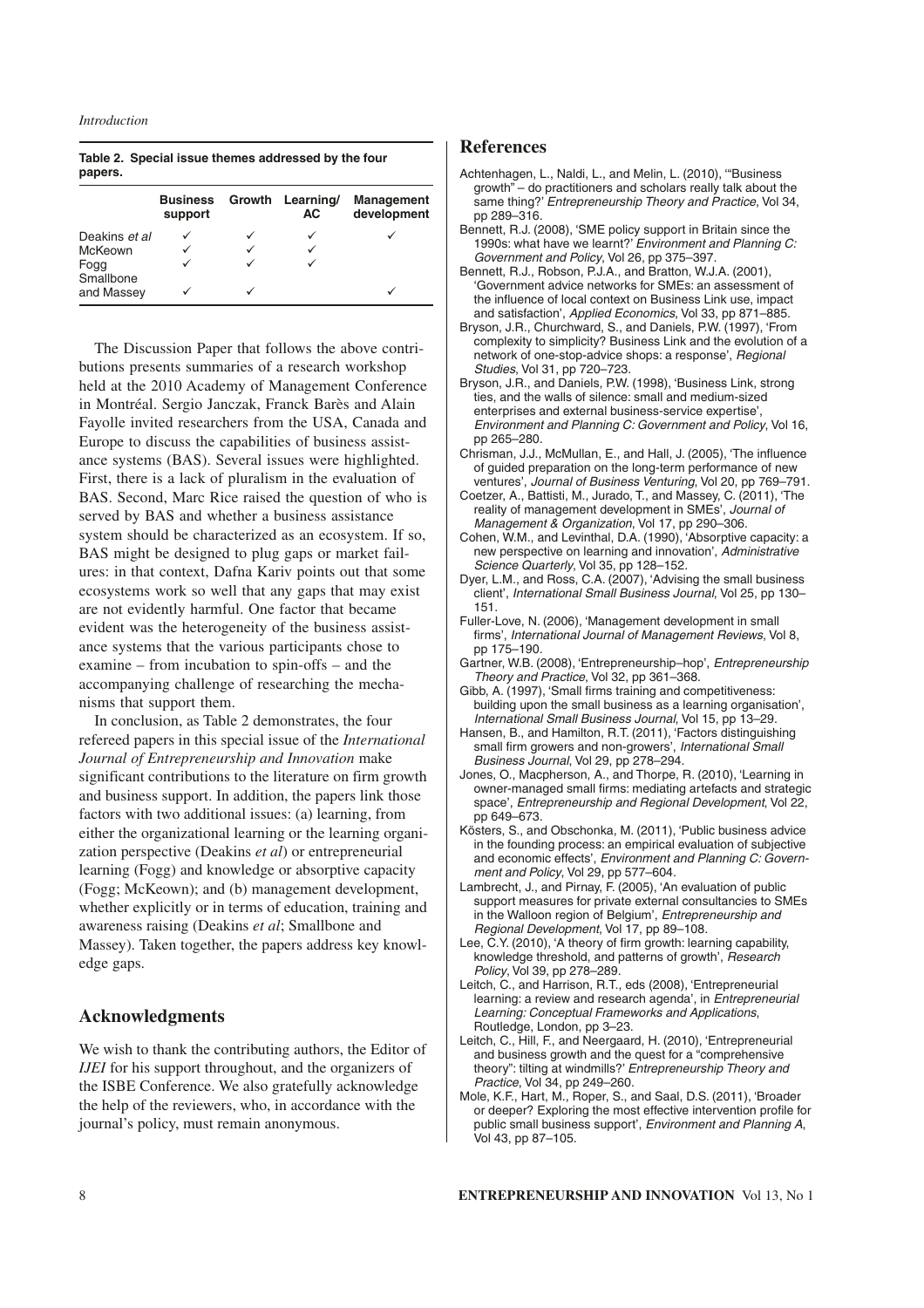**Table 2. Special issue themes addressed by the four papers.**

| | Business support | Growth | Learning/ AC | Management development |
|---|---|---|---|---|
| Deakins *et al* | ✓ | ✓ | ✓ | ✓ |
| McKeown | ✓ | ✓ | ✓ | |
| Fogg | ✓ | ✓ | ✓ | |
| Smallbone and Massey | ✓ | ✓ | | ✓ |

The Discussion Paper that follows the above contributions presents summaries of a research workshop held at the 2010 Academy of Management Conference in Montréal. Sergio Janczak, Franck Barès and Alain Fayolle invited researchers from the USA, Canada and Europe to discuss the capabilities of business assistance systems (BAS). Several issues were highlighted. First, there is a lack of pluralism in the evaluation of BAS. Second, Marc Rice raised the question of who is served by BAS and whether a business assistance system should be characterized as an ecosystem. If so, BAS might be designed to plug gaps or market failures: in that context, Dafna Kariv points out that some ecosystems work so well that any gaps that may exist are not evidently harmful. One factor that became evident was the heterogeneity of the business assistance systems that the various participants chose to examine – from incubation to spin-offs – and the accompanying challenge of researching the mechanisms that support them.

In conclusion, as Table 2 demonstrates, the four refereed papers in this special issue of the *International Journal of Entrepreneurship and Innovation* make significant contributions to the literature on firm growth and business support. In addition, the papers link those factors with two additional issues: (a) learning, from either the organizational learning or the learning organization perspective (Deakins *et al*) or entrepreneurial learning (Fogg) and knowledge or absorptive capacity (Fogg; McKeown); and (b) management development, whether explicitly or in terms of education, training and awareness raising (Deakins *et al*; Smallbone and Massey). Taken together, the papers address key knowledge gaps.

## Acknowledgments

We wish to thank the contributing authors, the Editor of *IJEI* for his support throughout, and the organizers of the ISBE Conference. We also gratefully acknowledge the help of the reviewers, who, in accordance with the journal's policy, must remain anonymous.

## References

Achtenhagen, L., Naldi, L., and Melin, L. (2010), '"Business growth" – do practitioners and scholars really talk about the same thing?' *Entrepreneurship Theory and Practice*, Vol 34, pp 289–316.

Bennett, R.J. (2008), 'SME policy support in Britain since the 1990s: what have we learnt?' *Environment and Planning C: Government and Policy*, Vol 26, pp 375–397.

Bennett, R.J., Robson, P.J.A., and Bratton, W.J.A. (2001), 'Government advice networks for SMEs: an assessment of the influence of local context on Business Link use, impact and satisfaction', *Applied Economics*, Vol 33, pp 871–885.

Bryson, J.R., Churchward, S., and Daniels, P.W. (1997), 'From complexity to simplicity? Business Link and the evolution of a network of one-stop-advice shops: a response', *Regional Studies*, Vol 31, pp 720–723.

Bryson, J.R., and Daniels, P.W. (1998), 'Business Link, strong ties, and the walls of silence: small and medium-sized enterprises and external business-service expertise', *Environment and Planning C: Government and Policy*, Vol 16, pp 265–280.

Chrisman, J.J., McMullan, E., and Hall, J. (2005), 'The influence of guided preparation on the long-term performance of new ventures', *Journal of Business Venturing*, Vol 20, pp 769–791.

Coetzer, A., Battisti, M., Jurado, T., and Massey, C. (2011), 'The reality of management development in SMEs', *Journal of Management & Organization*, Vol 17, pp 290–306.

Cohen, W.M., and Levinthal, D.A. (1990), 'Absorptive capacity: a new perspective on learning and innovation', *Administrative Science Quarterly*, Vol 35, pp 128–152.

Dyer, L.M., and Ross, C.A. (2007), 'Advising the small business client', *International Small Business Journal*, Vol 25, pp 130–151.

Fuller-Love, N. (2006), 'Management development in small firms', *International Journal of Management Reviews*, Vol 8, pp 175–190.

Gartner, W.B. (2008), 'Entrepreneurship–hop', *Entrepreneurship Theory and Practice*, Vol 32, pp 361–368.

Gibb, A. (1997), 'Small firms training and competitiveness: building upon the small business as a learning organisation', *International Small Business Journal*, Vol 15, pp 13–29.

Hansen, B., and Hamilton, R.T. (2011), 'Factors distinguishing small firm growers and non-growers', *International Small Business Journal*, Vol 29, pp 278–294.

Jones, O., Macpherson, A., and Thorpe, R. (2010), 'Learning in owner-managed small firms: mediating artefacts and strategic space', *Entrepreneurship and Regional Development*, Vol 22, pp 649–673.

Kösters, S., and Obschonka, M. (2011), 'Public business advice in the founding process: an empirical evaluation of subjective and economic effects', *Environment and Planning C: Government and Policy*, Vol 29, pp 577–604.

Lambrecht, J., and Pirnay, F. (2005), 'An evaluation of public support measures for private external consultancies to SMEs in the Walloon region of Belgium', *Entrepreneurship and Regional Development*, Vol 17, pp 89–108.

Lee, C.Y. (2010), 'A theory of firm growth: learning capability, knowledge threshold, and patterns of growth', *Research Policy*, Vol 39, pp 278–289.

Leitch, C., and Harrison, R.T., eds (2008), 'Entrepreneurial learning: a review and research agenda', in *Entrepreneurial Learning: Conceptual Frameworks and Applications*, Routledge, London, pp 3–23.

Leitch, C., Hill, F., and Neergaard, H. (2010), 'Entrepreneurial and business growth and the quest for a "comprehensive theory": tilting at windmills?' *Entrepreneurship Theory and Practice*, Vol 34, pp 249–260.

Mole, K.F., Hart, M., Roper, S., and Saal, D.S. (2011), 'Broader or deeper? Exploring the most effective intervention profile for public small business support', *Environment and Planning A*, Vol 43, pp 87–105.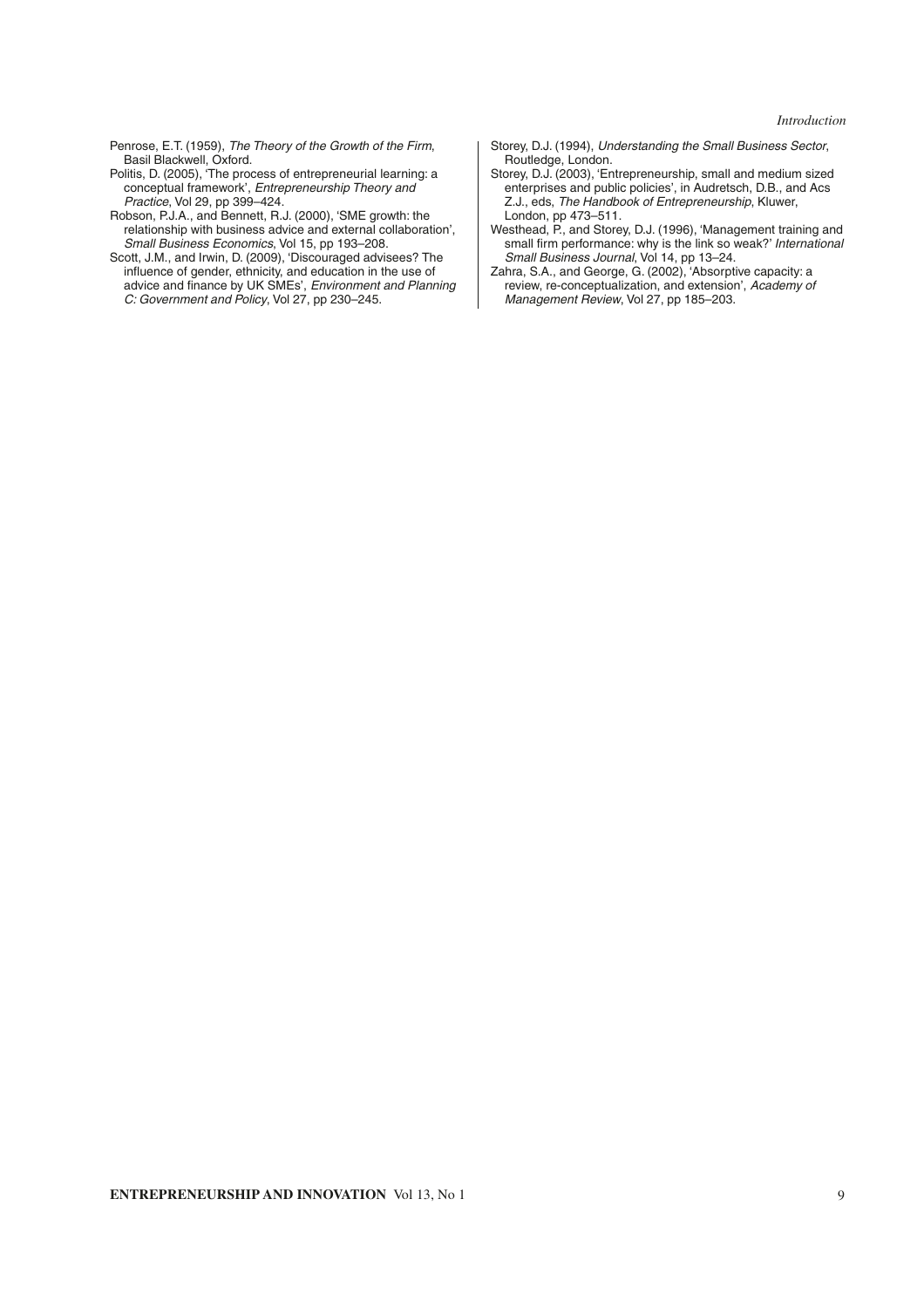Penrose, E.T. (1959), *The Theory of the Growth of the Firm*, Basil Blackwell, Oxford.

Politis, D. (2005), 'The process of entrepreneurial learning: a conceptual framework', *Entrepreneurship Theory and Practice*, Vol 29, pp 399–424.

Robson, P.J.A., and Bennett, R.J. (2000), 'SME growth: the relationship with business advice and external collaboration', *Small Business Economics*, Vol 15, pp 193–208.

Scott, J.M., and Irwin, D. (2009), 'Discouraged advisees? The influence of gender, ethnicity, and education in the use of advice and finance by UK SMEs', *Environment and Planning C: Government and Policy*, Vol 27, pp 230–245.

Storey, D.J. (1994), *Understanding the Small Business Sector*, Routledge, London.

Storey, D.J. (2003), 'Entrepreneurship, small and medium sized enterprises and public policies', in Audretsch, D.B., and Acs Z.J., eds, *The Handbook of Entrepreneurship*, Kluwer, London, pp 473–511.

Westhead, P., and Storey, D.J. (1996), 'Management training and small firm performance: why is the link so weak?' *International Small Business Journal*, Vol 14, pp 13–24.

Zahra, S.A., and George, G. (2002), 'Absorptive capacity: a review, re-conceptualization, and extension', *Academy of Management Review*, Vol 27, pp 185–203.